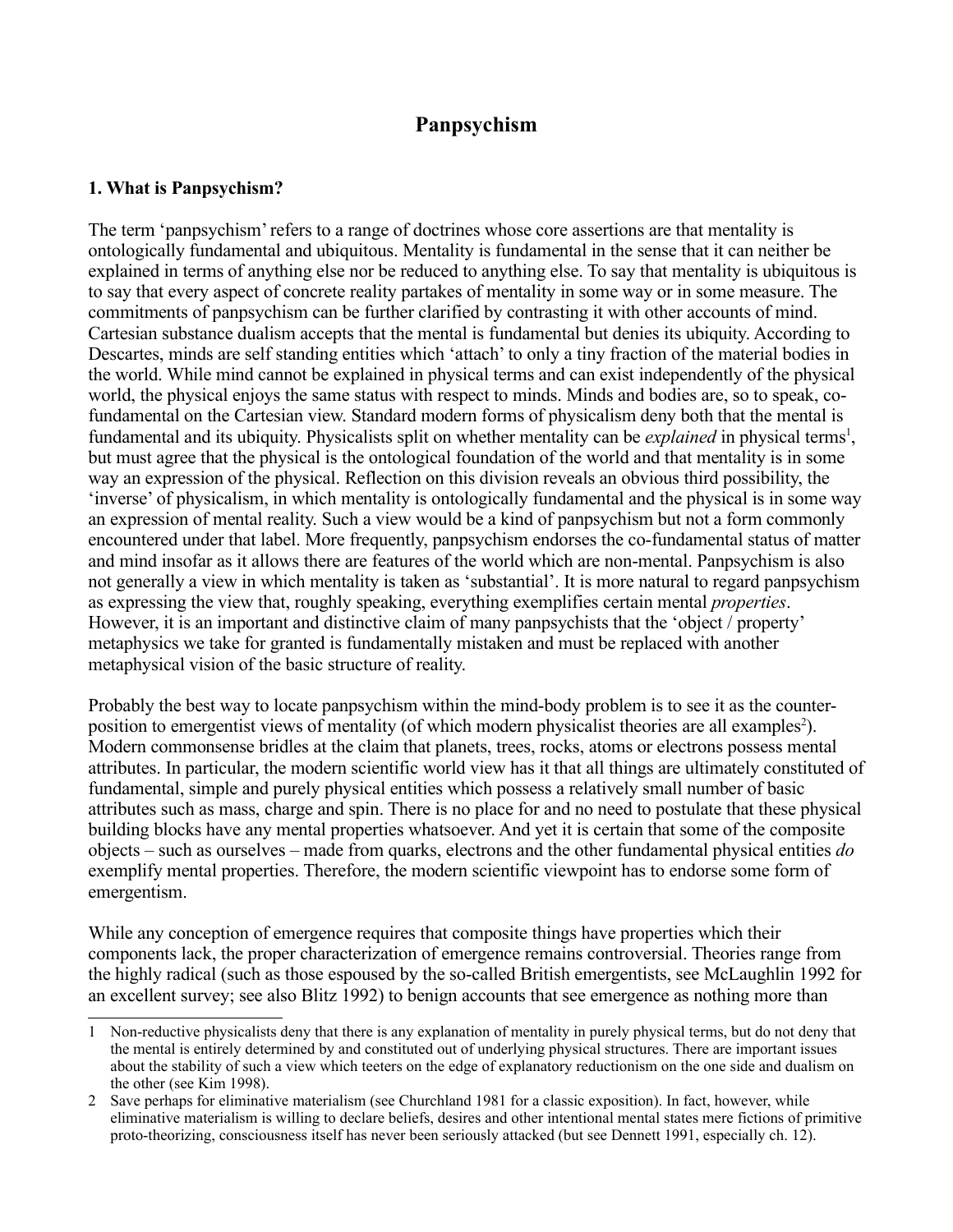# Panpsychism

## 1. What is Panpsychism?

The term 'panpsychism' refers to a range of doctrines whose core assertions are that mentality is ontologically fundamental and ubiquitous. Mentality is fundamental in the sense that it can neither be explained in terms of anything else nor be reduced to anything else. To say that mentality is ubiquitous is to say that every aspect of concrete reality partakes of mentality in some way or in some measure. The commitments of panpsychism can be further clarified by contrasting it with other accounts of mind. Cartesian substance dualism accepts that the mental is fundamental but denies its ubiquity. According to Descartes, minds are self standing entities which 'attach' to only a tiny fraction of the material bodies in the world. While mind cannot be explained in physical terms and can exist independently of the physical world, the physical enjoys the same status with respect to minds. Minds and bodies are, so to speak, co-fundamental on the Cartesian view. Standard modern forms of physicalism deny both that the mental is fundamental and its ubiquity. Physicalists split on whether mentality can be *explained* in physical terms[1], but must agree that the physical is the ontological foundation of the world and that mentality is in some way an expression of the physical. Reflection on this division reveals an obvious third possibility, the 'inverse' of physicalism, in which mentality is ontologically fundamental and the physical is in some way an expression of mental reality. Such a view would be a kind of panpsychism but not a form commonly encountered under that label. More frequently, panpsychism endorses the co-fundamental status of matter and mind insofar as it allows there are features of the world which are non-mental. Panpsychism is also not generally a view in which mentality is taken as 'substantial'. It is more natural to regard panpsychism as expressing the view that, roughly speaking, everything exemplifies certain mental *properties*. However, it is an important and distinctive claim of many panpsychists that the 'object / property' metaphysics we take for granted is fundamentally mistaken and must be replaced with another metaphysical vision of the basic structure of reality.

Probably the best way to locate panpsychism within the mind-body problem is to see it as the counter-position to emergentist views of mentality (of which modern physicalist theories are all examples[2]). Modern commonsense bridles at the claim that planets, trees, rocks, atoms or electrons possess mental attributes. In particular, the modern scientific world view has it that all things are ultimately constituted of fundamental, simple and purely physical entities which possess a relatively small number of basic attributes such as mass, charge and spin. There is no place for and no need to postulate that these physical building blocks have any mental properties whatsoever. And yet it is certain that some of the composite objects – such as ourselves – made from quarks, electrons and the other fundamental physical entities *do* exemplify mental properties. Therefore, the modern scientific viewpoint has to endorse some form of emergentism.

While any conception of emergence requires that composite things have properties which their components lack, the proper characterization of emergence remains controversial. Theories range from the highly radical (such as those espoused by the so-called British emergentists, see McLaughlin 1992 for an excellent survey; see also Blitz 1992) to benign accounts that see emergence as nothing more than

---

1 Non-reductive physicalists deny that there is any explanation of mentality in purely physical terms, but do not deny that the mental is entirely determined by and constituted out of underlying physical structures. There are important issues about the stability of such a view which teeters on the edge of explanatory reductionism on the one side and dualism on the other (see Kim 1998).

2 Save perhaps for eliminative materialism (see Churchland 1981 for a classic exposition). In fact, however, while eliminative materialism is willing to declare beliefs, desires and other intentional mental states mere fictions of primitive proto-theorizing, consciousness itself has never been seriously attacked (but see Dennett 1991, especially ch. 12).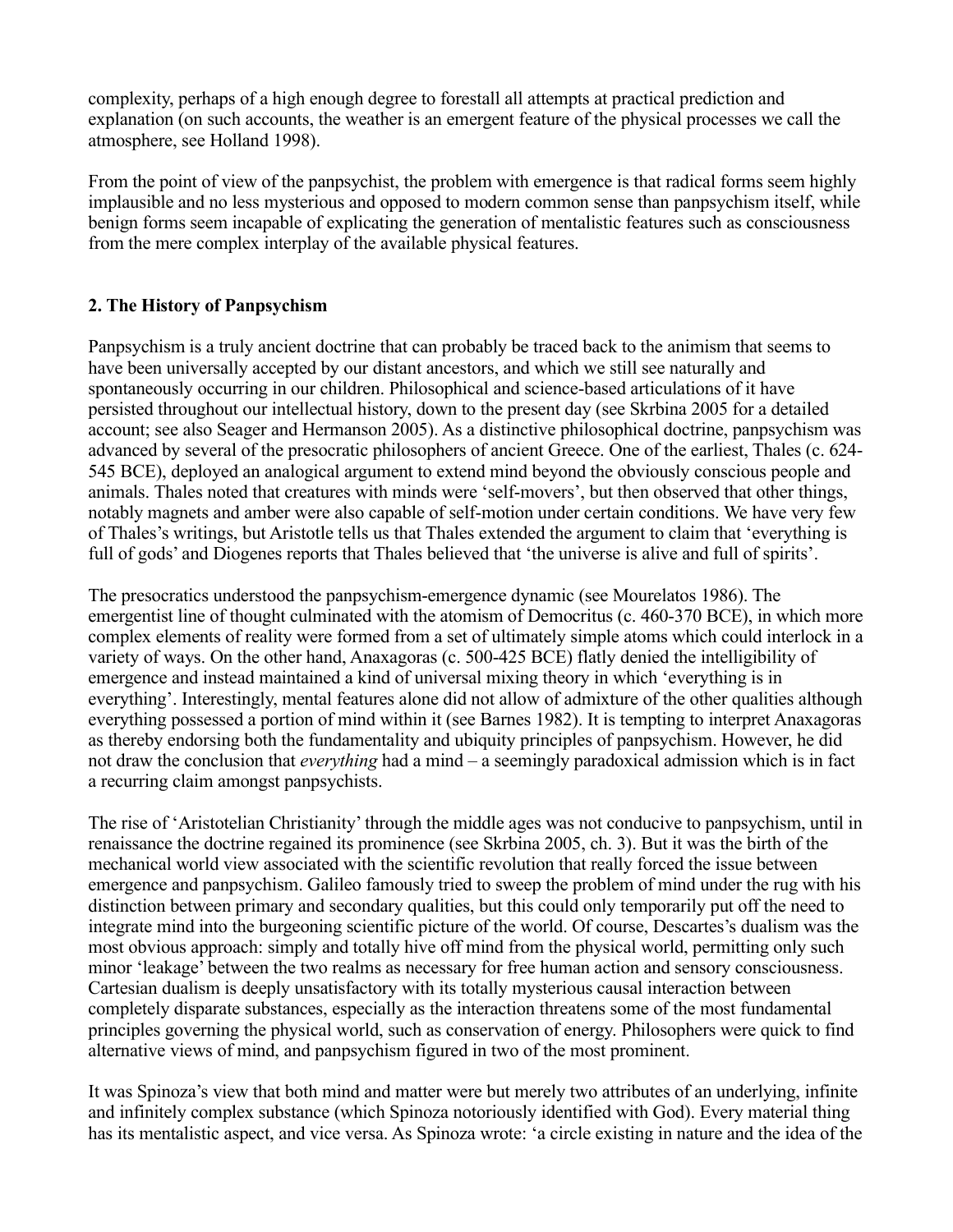complexity, perhaps of a high enough degree to forestall all attempts at practical prediction and explanation (on such accounts, the weather is an emergent feature of the physical processes we call the atmosphere, see Holland 1998).

From the point of view of the panpsychist, the problem with emergence is that radical forms seem highly implausible and no less mysterious and opposed to modern common sense than panpsychism itself, while benign forms seem incapable of explicating the generation of mentalistic features such as consciousness from the mere complex interplay of the available physical features.

## 2. The History of Panpsychism

Panpsychism is a truly ancient doctrine that can probably be traced back to the animism that seems to have been universally accepted by our distant ancestors, and which we still see naturally and spontaneously occurring in our children. Philosophical and science-based articulations of it have persisted throughout our intellectual history, down to the present day (see Skrbina 2005 for a detailed account; see also Seager and Hermanson 2005). As a distinctive philosophical doctrine, panpsychism was advanced by several of the presocratic philosophers of ancient Greece. One of the earliest, Thales (c. 624-545 BCE), deployed an analogical argument to extend mind beyond the obviously conscious people and animals. Thales noted that creatures with minds were 'self-movers', but then observed that other things, notably magnets and amber were also capable of self-motion under certain conditions. We have very few of Thales's writings, but Aristotle tells us that Thales extended the argument to claim that 'everything is full of gods' and Diogenes reports that Thales believed that 'the universe is alive and full of spirits'.

The presocratics understood the panpsychism-emergence dynamic (see Mourelatos 1986). The emergentist line of thought culminated with the atomism of Democritus (c. 460-370 BCE), in which more complex elements of reality were formed from a set of ultimately simple atoms which could interlock in a variety of ways. On the other hand, Anaxagoras (c. 500-425 BCE) flatly denied the intelligibility of emergence and instead maintained a kind of universal mixing theory in which 'everything is in everything'. Interestingly, mental features alone did not allow of admixture of the other qualities although everything possessed a portion of mind within it (see Barnes 1982). It is tempting to interpret Anaxagoras as thereby endorsing both the fundamentality and ubiquity principles of panpsychism. However, he did not draw the conclusion that *everything* had a mind – a seemingly paradoxical admission which is in fact a recurring claim amongst panpsychists.

The rise of 'Aristotelian Christianity' through the middle ages was not conducive to panpsychism, until in renaissance the doctrine regained its prominence (see Skrbina 2005, ch. 3). But it was the birth of the mechanical world view associated with the scientific revolution that really forced the issue between emergence and panpsychism. Galileo famously tried to sweep the problem of mind under the rug with his distinction between primary and secondary qualities, but this could only temporarily put off the need to integrate mind into the burgeoning scientific picture of the world. Of course, Descartes's dualism was the most obvious approach: simply and totally hive off mind from the physical world, permitting only such minor 'leakage' between the two realms as necessary for free human action and sensory consciousness. Cartesian dualism is deeply unsatisfactory with its totally mysterious causal interaction between completely disparate substances, especially as the interaction threatens some of the most fundamental principles governing the physical world, such as conservation of energy. Philosophers were quick to find alternative views of mind, and panpsychism figured in two of the most prominent.

It was Spinoza's view that both mind and matter were but merely two attributes of an underlying, infinite and infinitely complex substance (which Spinoza notoriously identified with God). Every material thing has its mentalistic aspect, and vice versa. As Spinoza wrote: 'a circle existing in nature and the idea of the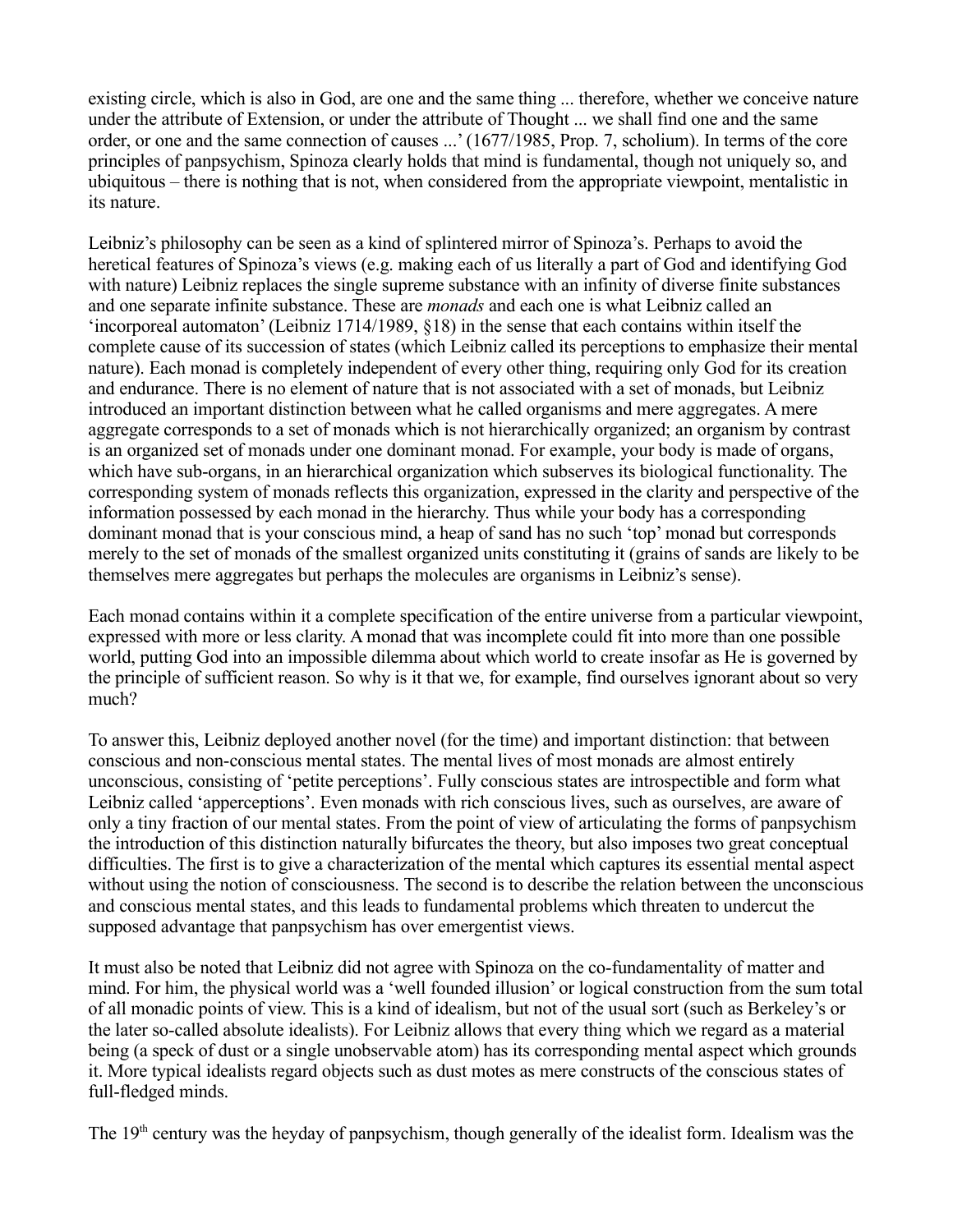existing circle, which is also in God, are one and the same thing ... therefore, whether we conceive nature under the attribute of Extension, or under the attribute of Thought ... we shall find one and the same order, or one and the same connection of causes ...' (1677/1985, Prop. 7, scholium). In terms of the core principles of panpsychism, Spinoza clearly holds that mind is fundamental, though not uniquely so, and ubiquitous – there is nothing that is not, when considered from the appropriate viewpoint, mentalistic in its nature.

Leibniz's philosophy can be seen as a kind of splintered mirror of Spinoza's. Perhaps to avoid the heretical features of Spinoza's views (e.g. making each of us literally a part of God and identifying God with nature) Leibniz replaces the single supreme substance with an infinity of diverse finite substances and one separate infinite substance. These are *monads* and each one is what Leibniz called an 'incorporeal automaton' (Leibniz 1714/1989, §18) in the sense that each contains within itself the complete cause of its succession of states (which Leibniz called its perceptions to emphasize their mental nature). Each monad is completely independent of every other thing, requiring only God for its creation and endurance. There is no element of nature that is not associated with a set of monads, but Leibniz introduced an important distinction between what he called organisms and mere aggregates. A mere aggregate corresponds to a set of monads which is not hierarchically organized; an organism by contrast is an organized set of monads under one dominant monad. For example, your body is made of organs, which have sub-organs, in an hierarchical organization which subserves its biological functionality. The corresponding system of monads reflects this organization, expressed in the clarity and perspective of the information possessed by each monad in the hierarchy. Thus while your body has a corresponding dominant monad that is your conscious mind, a heap of sand has no such 'top' monad but corresponds merely to the set of monads of the smallest organized units constituting it (grains of sands are likely to be themselves mere aggregates but perhaps the molecules are organisms in Leibniz's sense).

Each monad contains within it a complete specification of the entire universe from a particular viewpoint, expressed with more or less clarity. A monad that was incomplete could fit into more than one possible world, putting God into an impossible dilemma about which world to create insofar as He is governed by the principle of sufficient reason. So why is it that we, for example, find ourselves ignorant about so very much?

To answer this, Leibniz deployed another novel (for the time) and important distinction: that between conscious and non-conscious mental states. The mental lives of most monads are almost entirely unconscious, consisting of 'petite perceptions'. Fully conscious states are introspectible and form what Leibniz called 'apperceptions'. Even monads with rich conscious lives, such as ourselves, are aware of only a tiny fraction of our mental states. From the point of view of articulating the forms of panpsychism the introduction of this distinction naturally bifurcates the theory, but also imposes two great conceptual difficulties. The first is to give a characterization of the mental which captures its essential mental aspect without using the notion of consciousness. The second is to describe the relation between the unconscious and conscious mental states, and this leads to fundamental problems which threaten to undercut the supposed advantage that panpsychism has over emergentist views.

It must also be noted that Leibniz did not agree with Spinoza on the co-fundamentality of matter and mind. For him, the physical world was a 'well founded illusion' or logical construction from the sum total of all monadic points of view. This is a kind of idealism, but not of the usual sort (such as Berkeley's or the later so-called absolute idealists). For Leibniz allows that every thing which we regard as a material being (a speck of dust or a single unobservable atom) has its corresponding mental aspect which grounds it. More typical idealists regard objects such as dust motes as mere constructs of the conscious states of full-fledged minds.

The 19th century was the heyday of panpsychism, though generally of the idealist form. Idealism was the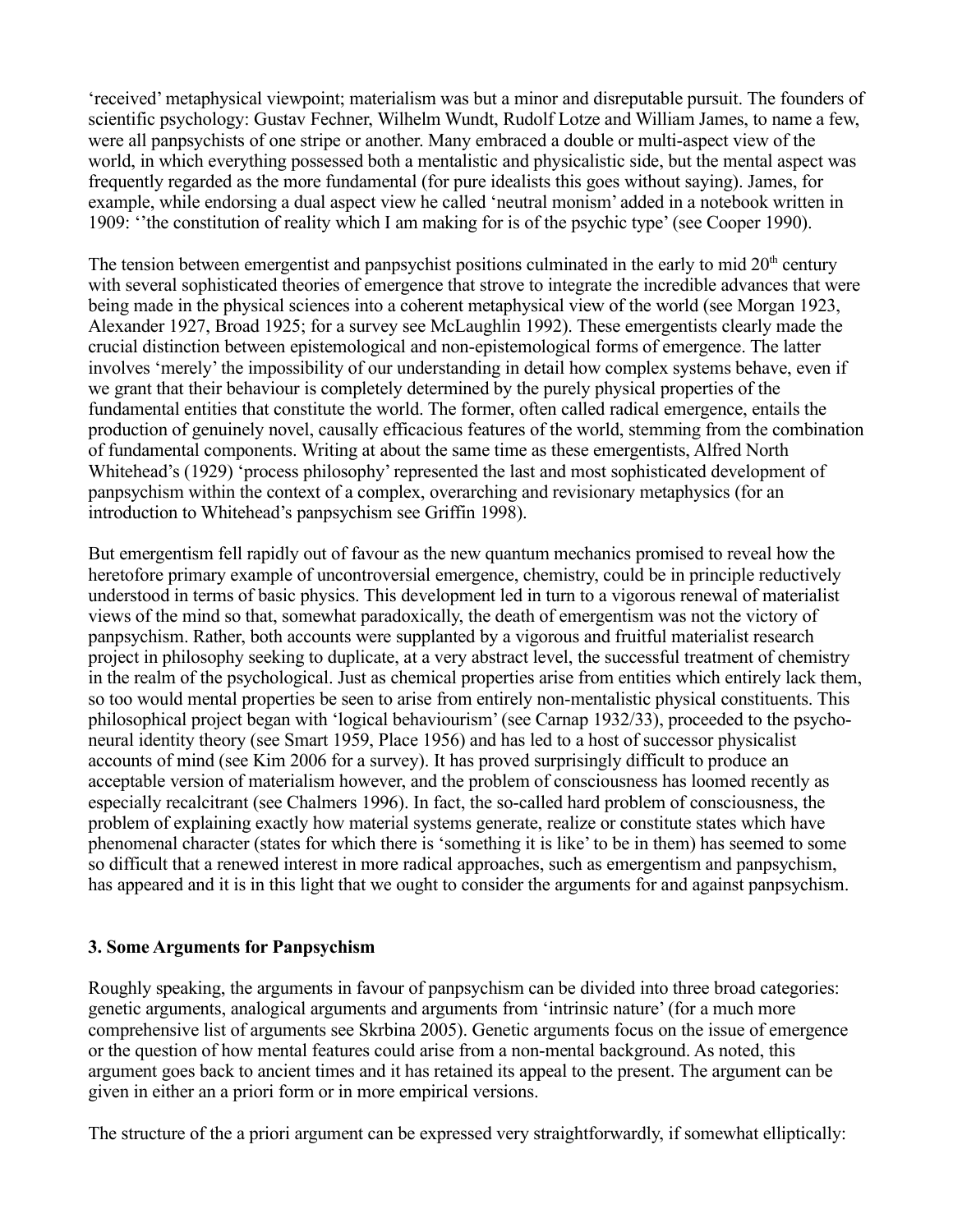'received' metaphysical viewpoint; materialism was but a minor and disreputable pursuit. The founders of scientific psychology: Gustav Fechner, Wilhelm Wundt, Rudolf Lotze and William James, to name a few, were all panpsychists of one stripe or another. Many embraced a double or multi-aspect view of the world, in which everything possessed both a mentalistic and physicalistic side, but the mental aspect was frequently regarded as the more fundamental (for pure idealists this goes without saying). James, for example, while endorsing a dual aspect view he called 'neutral monism' added in a notebook written in 1909: ''the constitution of reality which I am making for is of the psychic type' (see Cooper 1990).

The tension between emergentist and panpsychist positions culminated in the early to mid 20th century with several sophisticated theories of emergence that strove to integrate the incredible advances that were being made in the physical sciences into a coherent metaphysical view of the world (see Morgan 1923, Alexander 1927, Broad 1925; for a survey see McLaughlin 1992). These emergentists clearly made the crucial distinction between epistemological and non-epistemological forms of emergence. The latter involves 'merely' the impossibility of our understanding in detail how complex systems behave, even if we grant that their behaviour is completely determined by the purely physical properties of the fundamental entities that constitute the world. The former, often called radical emergence, entails the production of genuinely novel, causally efficacious features of the world, stemming from the combination of fundamental components. Writing at about the same time as these emergentists, Alfred North Whitehead's (1929) 'process philosophy' represented the last and most sophisticated development of panpsychism within the context of a complex, overarching and revisionary metaphysics (for an introduction to Whitehead's panpsychism see Griffin 1998).

But emergentism fell rapidly out of favour as the new quantum mechanics promised to reveal how the heretofore primary example of uncontroversial emergence, chemistry, could be in principle reductively understood in terms of basic physics. This development led in turn to a vigorous renewal of materialist views of the mind so that, somewhat paradoxically, the death of emergentism was not the victory of panpsychism. Rather, both accounts were supplanted by a vigorous and fruitful materialist research project in philosophy seeking to duplicate, at a very abstract level, the successful treatment of chemistry in the realm of the psychological. Just as chemical properties arise from entities which entirely lack them, so too would mental properties be seen to arise from entirely non-mentalistic physical constituents. This philosophical project began with 'logical behaviourism' (see Carnap 1932/33), proceeded to the psycho-neural identity theory (see Smart 1959, Place 1956) and has led to a host of successor physicalist accounts of mind (see Kim 2006 for a survey). It has proved surprisingly difficult to produce an acceptable version of materialism however, and the problem of consciousness has loomed recently as especially recalcitrant (see Chalmers 1996). In fact, the so-called hard problem of consciousness, the problem of explaining exactly how material systems generate, realize or constitute states which have phenomenal character (states for which there is 'something it is like' to be in them) has seemed to some so difficult that a renewed interest in more radical approaches, such as emergentism and panpsychism, has appeared and it is in this light that we ought to consider the arguments for and against panpsychism.

### 3. Some Arguments for Panpsychism

Roughly speaking, the arguments in favour of panpsychism can be divided into three broad categories: genetic arguments, analogical arguments and arguments from 'intrinsic nature' (for a much more comprehensive list of arguments see Skrbina 2005). Genetic arguments focus on the issue of emergence or the question of how mental features could arise from a non-mental background. As noted, this argument goes back to ancient times and it has retained its appeal to the present. The argument can be given in either an a priori form or in more empirical versions.

The structure of the a priori argument can be expressed very straightforwardly, if somewhat elliptically: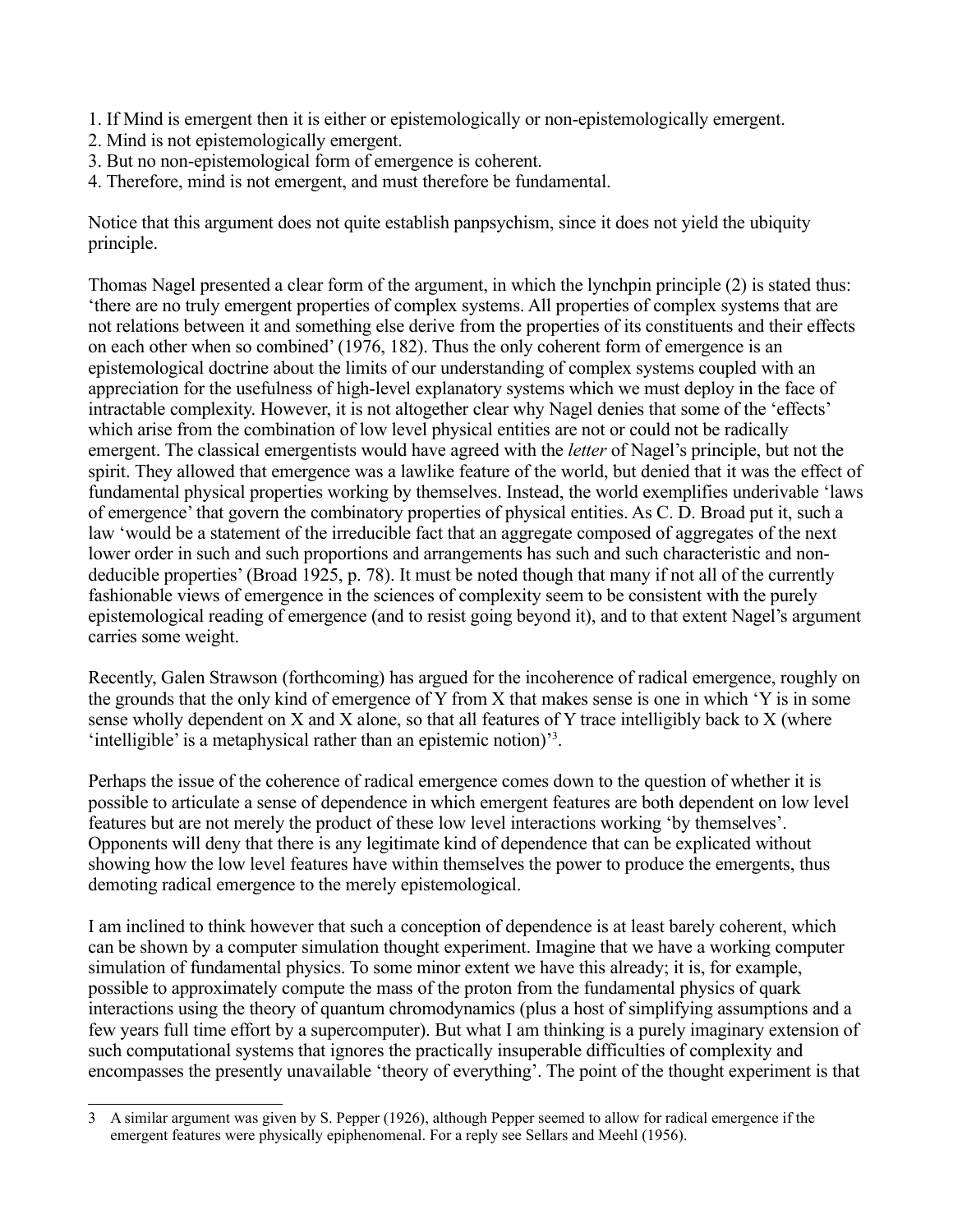1. If Mind is emergent then it is either or epistemologically or non-epistemologically emergent.
2. Mind is not epistemologically emergent.
3. But no non-epistemological form of emergence is coherent.
4. Therefore, mind is not emergent, and must therefore be fundamental.

Notice that this argument does not quite establish panpsychism, since it does not yield the ubiquity principle.

Thomas Nagel presented a clear form of the argument, in which the lynchpin principle (2) is stated thus: 'there are no truly emergent properties of complex systems. All properties of complex systems that are not relations between it and something else derive from the properties of its constituents and their effects on each other when so combined' (1976, 182). Thus the only coherent form of emergence is an epistemological doctrine about the limits of our understanding of complex systems coupled with an appreciation for the usefulness of high-level explanatory systems which we must deploy in the face of intractable complexity. However, it is not altogether clear why Nagel denies that some of the 'effects' which arise from the combination of low level physical entities are not or could not be radically emergent. The classical emergentists would have agreed with the *letter* of Nagel's principle, but not the spirit. They allowed that emergence was a lawlike feature of the world, but denied that it was the effect of fundamental physical properties working by themselves. Instead, the world exemplifies underivable 'laws of emergence' that govern the combinatory properties of physical entities. As C. D. Broad put it, such a law 'would be a statement of the irreducible fact that an aggregate composed of aggregates of the next lower order in such and such proportions and arrangements has such and such characteristic and non-deducible properties' (Broad 1925, p. 78). It must be noted though that many if not all of the currently fashionable views of emergence in the sciences of complexity seem to be consistent with the purely epistemological reading of emergence (and to resist going beyond it), and to that extent Nagel's argument carries some weight.

Recently, Galen Strawson (forthcoming) has argued for the incoherence of radical emergence, roughly on the grounds that the only kind of emergence of Y from X that makes sense is one in which 'Y is in some sense wholly dependent on X and X alone, so that all features of Y trace intelligibly back to X (where 'intelligible' is a metaphysical rather than an epistemic notion)'[3].

Perhaps the issue of the coherence of radical emergence comes down to the question of whether it is possible to articulate a sense of dependence in which emergent features are both dependent on low level features but are not merely the product of these low level interactions working 'by themselves'. Opponents will deny that there is any legitimate kind of dependence that can be explicated without showing how the low level features have within themselves the power to produce the emergents, thus demoting radical emergence to the merely epistemological.

I am inclined to think however that such a conception of dependence is at least barely coherent, which can be shown by a computer simulation thought experiment. Imagine that we have a working computer simulation of fundamental physics. To some minor extent we have this already; it is, for example, possible to approximately compute the mass of the proton from the fundamental physics of quark interactions using the theory of quantum chromodynamics (plus a host of simplifying assumptions and a few years full time effort by a supercomputer). But what I am thinking is a purely imaginary extension of such computational systems that ignores the practically insuperable difficulties of complexity and encompasses the presently unavailable 'theory of everything'. The point of the thought experiment is that

---

[3] A similar argument was given by S. Pepper (1926), although Pepper seemed to allow for radical emergence if the emergent features were physically epiphenomenal. For a reply see Sellars and Meehl (1956).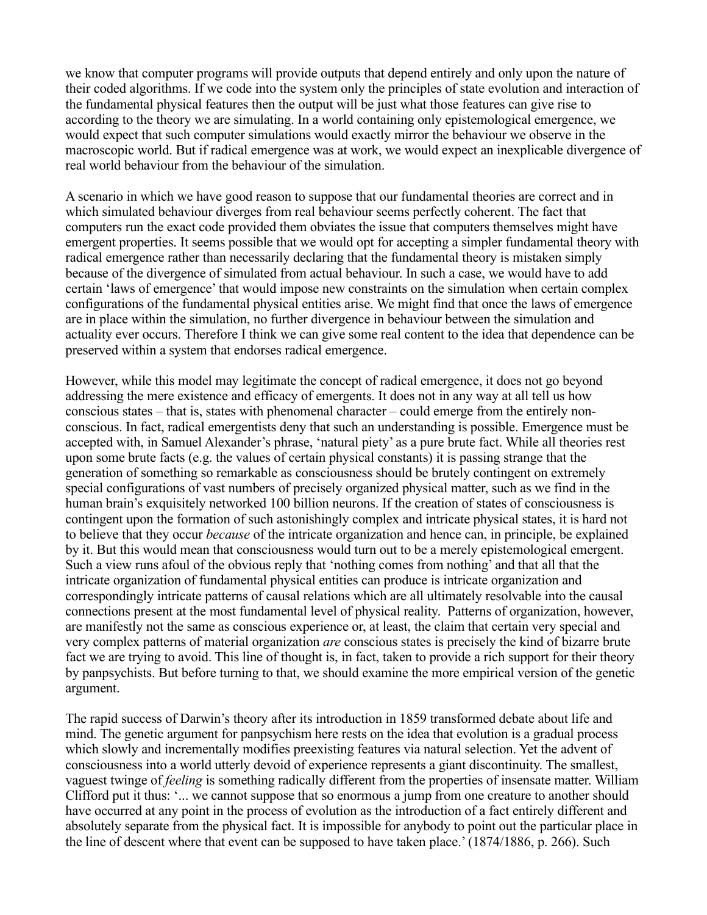we know that computer programs will provide outputs that depend entirely and only upon the nature of their coded algorithms. If we code into the system only the principles of state evolution and interaction of the fundamental physical features then the output will be just what those features can give rise to according to the theory we are simulating. In a world containing only epistemological emergence, we would expect that such computer simulations would exactly mirror the behaviour we observe in the macroscopic world. But if radical emergence was at work, we would expect an inexplicable divergence of real world behaviour from the behaviour of the simulation.

A scenario in which we have good reason to suppose that our fundamental theories are correct and in which simulated behaviour diverges from real behaviour seems perfectly coherent. The fact that computers run the exact code provided them obviates the issue that computers themselves might have emergent properties. It seems possible that we would opt for accepting a simpler fundamental theory with radical emergence rather than necessarily declaring that the fundamental theory is mistaken simply because of the divergence of simulated from actual behaviour. In such a case, we would have to add certain 'laws of emergence' that would impose new constraints on the simulation when certain complex configurations of the fundamental physical entities arise. We might find that once the laws of emergence are in place within the simulation, no further divergence in behaviour between the simulation and actuality ever occurs. Therefore I think we can give some real content to the idea that dependence can be preserved within a system that endorses radical emergence.

However, while this model may legitimate the concept of radical emergence, it does not go beyond addressing the mere existence and efficacy of emergents. It does not in any way at all tell us how conscious states – that is, states with phenomenal character – could emerge from the entirely non-conscious. In fact, radical emergentists deny that such an understanding is possible. Emergence must be accepted with, in Samuel Alexander's phrase, 'natural piety' as a pure brute fact. While all theories rest upon some brute facts (e.g. the values of certain physical constants) it is passing strange that the generation of something so remarkable as consciousness should be brutely contingent on extremely special configurations of vast numbers of precisely organized physical matter, such as we find in the human brain's exquisitely networked 100 billion neurons. If the creation of states of consciousness is contingent upon the formation of such astonishingly complex and intricate physical states, it is hard not to believe that they occur *because* of the intricate organization and hence can, in principle, be explained by it. But this would mean that consciousness would turn out to be a merely epistemological emergent. Such a view runs afoul of the obvious reply that 'nothing comes from nothing' and that all that the intricate organization of fundamental physical entities can produce is intricate organization and correspondingly intricate patterns of causal relations which are all ultimately resolvable into the causal connections present at the most fundamental level of physical reality. Patterns of organization, however, are manifestly not the same as conscious experience or, at least, the claim that certain very special and very complex patterns of material organization *are* conscious states is precisely the kind of bizarre brute fact we are trying to avoid. This line of thought is, in fact, taken to provide a rich support for their theory by panpsychists. But before turning to that, we should examine the more empirical version of the genetic argument.

The rapid success of Darwin's theory after its introduction in 1859 transformed debate about life and mind. The genetic argument for panpsychism here rests on the idea that evolution is a gradual process which slowly and incrementally modifies preexisting features via natural selection. Yet the advent of consciousness into a world utterly devoid of experience represents a giant discontinuity. The smallest, vaguest twinge of *feeling* is something radically different from the properties of insensate matter. William Clifford put it thus: '... we cannot suppose that so enormous a jump from one creature to another should have occurred at any point in the process of evolution as the introduction of a fact entirely different and absolutely separate from the physical fact. It is impossible for anybody to point out the particular place in the line of descent where that event can be supposed to have taken place.' (1874/1886, p. 266). Such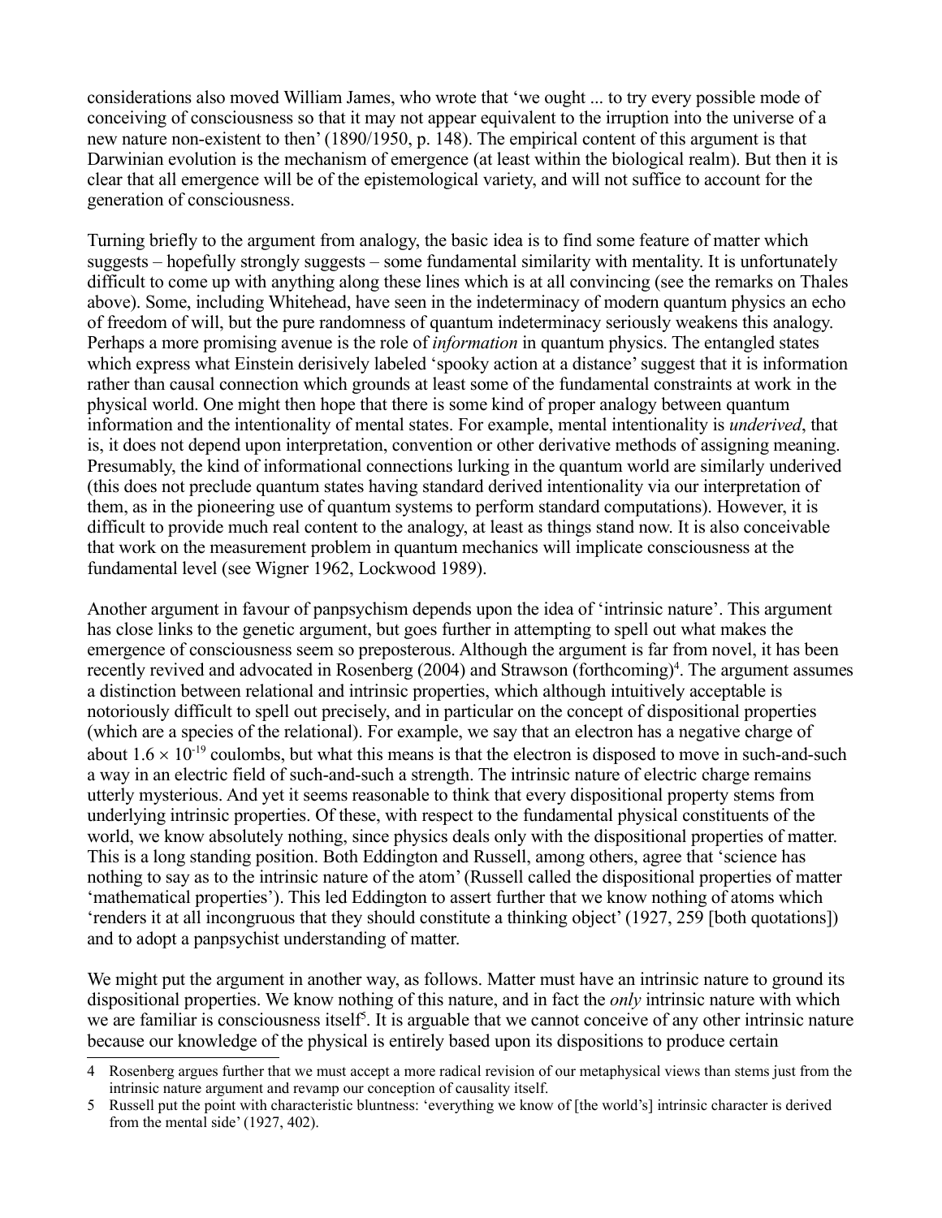considerations also moved William James, who wrote that 'we ought ... to try every possible mode of conceiving of consciousness so that it may not appear equivalent to the irruption into the universe of a new nature non-existent to then' (1890/1950, p. 148). The empirical content of this argument is that Darwinian evolution is the mechanism of emergence (at least within the biological realm). But then it is clear that all emergence will be of the epistemological variety, and will not suffice to account for the generation of consciousness.

Turning briefly to the argument from analogy, the basic idea is to find some feature of matter which suggests – hopefully strongly suggests – some fundamental similarity with mentality. It is unfortunately difficult to come up with anything along these lines which is at all convincing (see the remarks on Thales above). Some, including Whitehead, have seen in the indeterminacy of modern quantum physics an echo of freedom of will, but the pure randomness of quantum indeterminacy seriously weakens this analogy. Perhaps a more promising avenue is the role of *information* in quantum physics. The entangled states which express what Einstein derisively labeled 'spooky action at a distance' suggest that it is information rather than causal connection which grounds at least some of the fundamental constraints at work in the physical world. One might then hope that there is some kind of proper analogy between quantum information and the intentionality of mental states. For example, mental intentionality is *underived*, that is, it does not depend upon interpretation, convention or other derivative methods of assigning meaning. Presumably, the kind of informational connections lurking in the quantum world are similarly underived (this does not preclude quantum states having standard derived intentionality via our interpretation of them, as in the pioneering use of quantum systems to perform standard computations). However, it is difficult to provide much real content to the analogy, at least as things stand now. It is also conceivable that work on the measurement problem in quantum mechanics will implicate consciousness at the fundamental level (see Wigner 1962, Lockwood 1989).

Another argument in favour of panpsychism depends upon the idea of 'intrinsic nature'. This argument has close links to the genetic argument, but goes further in attempting to spell out what makes the emergence of consciousness seem so preposterous. Although the argument is far from novel, it has been recently revived and advocated in Rosenberg (2004) and Strawson (forthcoming)[4]. The argument assumes a distinction between relational and intrinsic properties, which although intuitively acceptable is notoriously difficult to spell out precisely, and in particular on the concept of dispositional properties (which are a species of the relational). For example, we say that an electron has a negative charge of about $1.6 \times 10^{-19}$ coulombs, but what this means is that the electron is disposed to move in such-and-such a way in an electric field of such-and-such a strength. The intrinsic nature of electric charge remains utterly mysterious. And yet it seems reasonable to think that every dispositional property stems from underlying intrinsic properties. Of these, with respect to the fundamental physical constituents of the world, we know absolutely nothing, since physics deals only with the dispositional properties of matter. This is a long standing position. Both Eddington and Russell, among others, agree that 'science has nothing to say as to the intrinsic nature of the atom' (Russell called the dispositional properties of matter 'mathematical properties'). This led Eddington to assert further that we know nothing of atoms which 'renders it at all incongruous that they should constitute a thinking object' (1927, 259 [both quotations]) and to adopt a panpsychist understanding of matter.

We might put the argument in another way, as follows. Matter must have an intrinsic nature to ground its dispositional properties. We know nothing of this nature, and in fact the *only* intrinsic nature with which we are familiar is consciousness itself[5]. It is arguable that we cannot conceive of any other intrinsic nature because our knowledge of the physical is entirely based upon its dispositions to produce certain

---

4 Rosenberg argues further that we must accept a more radical revision of our metaphysical views than stems just from the intrinsic nature argument and revamp our conception of causality itself.

5 Russell put the point with characteristic bluntness: 'everything we know of [the world's] intrinsic character is derived from the mental side' (1927, 402).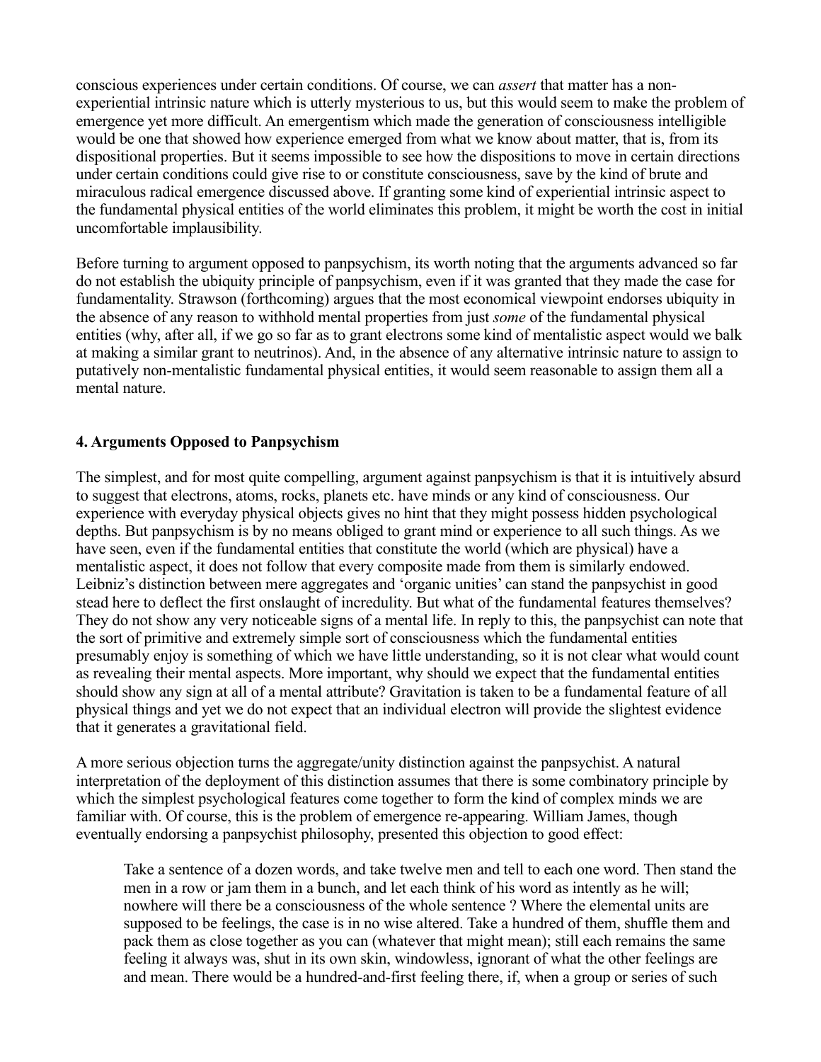conscious experiences under certain conditions. Of course, we can *assert* that matter has a non-experiential intrinsic nature which is utterly mysterious to us, but this would seem to make the problem of emergence yet more difficult. An emergentism which made the generation of consciousness intelligible would be one that showed how experience emerged from what we know about matter, that is, from its dispositional properties. But it seems impossible to see how the dispositions to move in certain directions under certain conditions could give rise to or constitute consciousness, save by the kind of brute and miraculous radical emergence discussed above. If granting some kind of experiential intrinsic aspect to the fundamental physical entities of the world eliminates this problem, it might be worth the cost in initial uncomfortable implausibility.

Before turning to argument opposed to panpsychism, its worth noting that the arguments advanced so far do not establish the ubiquity principle of panpsychism, even if it was granted that they made the case for fundamentality. Strawson (forthcoming) argues that the most economical viewpoint endorses ubiquity in the absence of any reason to withhold mental properties from just *some* of the fundamental physical entities (why, after all, if we go so far as to grant electrons some kind of mentalistic aspect would we balk at making a similar grant to neutrinos). And, in the absence of any alternative intrinsic nature to assign to putatively non-mentalistic fundamental physical entities, it would seem reasonable to assign them all a mental nature.

## 4. Arguments Opposed to Panpsychism

The simplest, and for most quite compelling, argument against panpsychism is that it is intuitively absurd to suggest that electrons, atoms, rocks, planets etc. have minds or any kind of consciousness. Our experience with everyday physical objects gives no hint that they might possess hidden psychological depths. But panpsychism is by no means obliged to grant mind or experience to all such things. As we have seen, even if the fundamental entities that constitute the world (which are physical) have a mentalistic aspect, it does not follow that every composite made from them is similarly endowed. Leibniz's distinction between mere aggregates and 'organic unities' can stand the panpsychist in good stead here to deflect the first onslaught of incredulity. But what of the fundamental features themselves? They do not show any very noticeable signs of a mental life. In reply to this, the panpsychist can note that the sort of primitive and extremely simple sort of consciousness which the fundamental entities presumably enjoy is something of which we have little understanding, so it is not clear what would count as revealing their mental aspects. More important, why should we expect that the fundamental entities should show any sign at all of a mental attribute? Gravitation is taken to be a fundamental feature of all physical things and yet we do not expect that an individual electron will provide the slightest evidence that it generates a gravitational field.

A more serious objection turns the aggregate/unity distinction against the panpsychist. A natural interpretation of the deployment of this distinction assumes that there is some combinatory principle by which the simplest psychological features come together to form the kind of complex minds we are familiar with. Of course, this is the problem of emergence re-appearing. William James, though eventually endorsing a panpsychist philosophy, presented this objection to good effect:

> Take a sentence of a dozen words, and take twelve men and tell to each one word. Then stand the men in a row or jam them in a bunch, and let each think of his word as intently as he will; nowhere will there be a consciousness of the whole sentence ? Where the elemental units are supposed to be feelings, the case is in no wise altered. Take a hundred of them, shuffle them and pack them as close together as you can (whatever that might mean); still each remains the same feeling it always was, shut in its own skin, windowless, ignorant of what the other feelings are and mean. There would be a hundred-and-first feeling there, if, when a group or series of such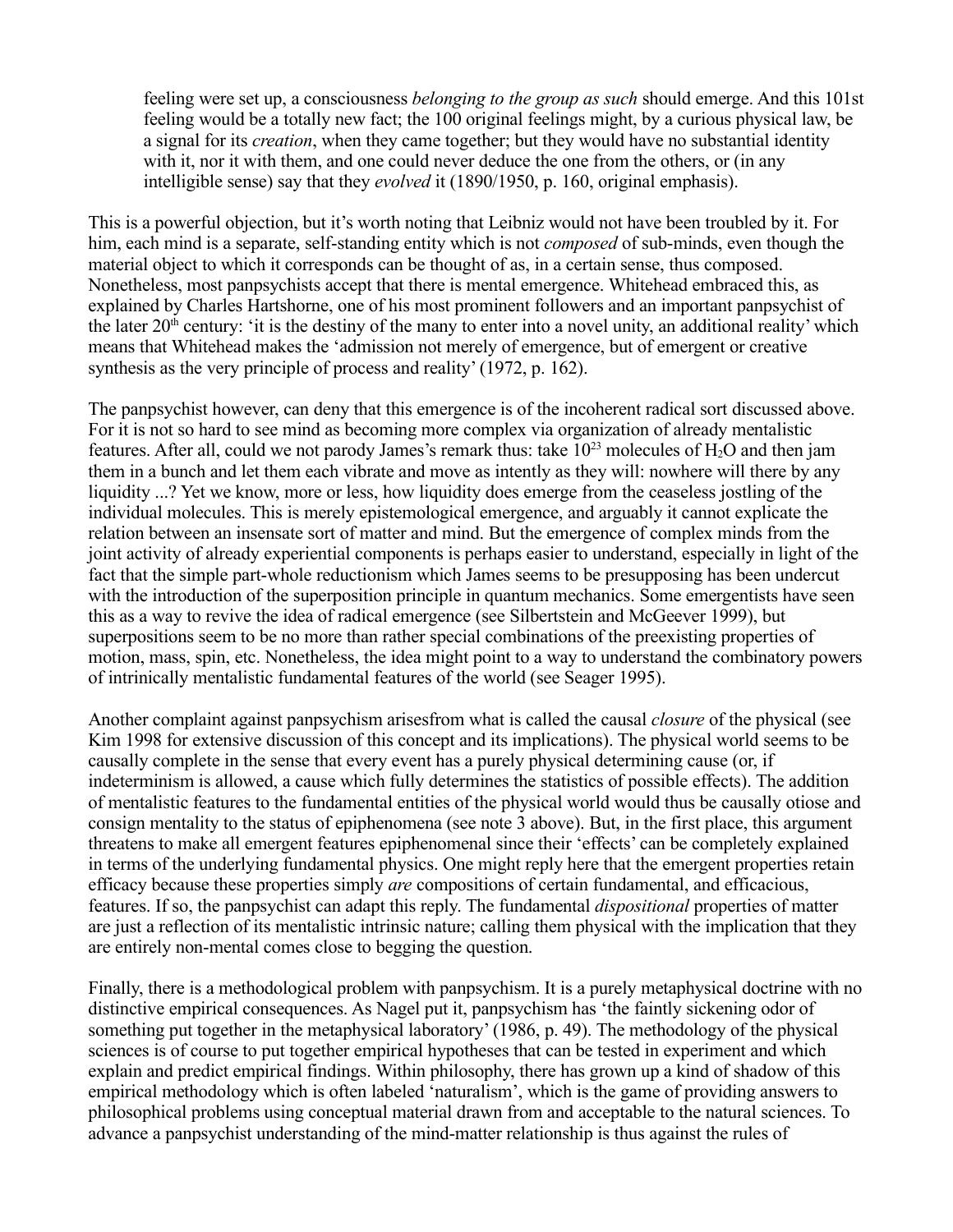> feeling were set up, a consciousness *belonging to the group as such* should emerge. And this 101st feeling would be a totally new fact; the 100 original feelings might, by a curious physical law, be a signal for its *creation*, when they came together; but they would have no substantial identity with it, nor it with them, and one could never deduce the one from the others, or (in any intelligible sense) say that they *evolved* it (1890/1950, p. 160, original emphasis).

This is a powerful objection, but it's worth noting that Leibniz would not have been troubled by it. For him, each mind is a separate, self-standing entity which is not *composed* of sub-minds, even though the material object to which it corresponds can be thought of as, in a certain sense, thus composed. Nonetheless, most panpsychists accept that there is mental emergence. Whitehead embraced this, as explained by Charles Hartshorne, one of his most prominent followers and an important panpsychist of the later 20th century: 'it is the destiny of the many to enter into a novel unity, an additional reality' which means that Whitehead makes the 'admission not merely of emergence, but of emergent or creative synthesis as the very principle of process and reality' (1972, p. 162).

The panpsychist however, can deny that this emergence is of the incoherent radical sort discussed above. For it is not so hard to see mind as becoming more complex via organization of already mentalistic features. After all, could we not parody James's remark thus: take $10^{23}$ molecules of $H_2O$ and then jam them in a bunch and let them each vibrate and move as intently as they will: nowhere will there by any liquidity ...? Yet we know, more or less, how liquidity does emerge from the ceaseless jostling of the individual molecules. This is merely epistemological emergence, and arguably it cannot explicate the relation between an insensate sort of matter and mind. But the emergence of complex minds from the joint activity of already experiential components is perhaps easier to understand, especially in light of the fact that the simple part-whole reductionism which James seems to be presupposing has been undercut with the introduction of the superposition principle in quantum mechanics. Some emergentists have seen this as a way to revive the idea of radical emergence (see Silbertstein and McGeever 1999), but superpositions seem to be no more than rather special combinations of the preexisting properties of motion, mass, spin, etc. Nonetheless, the idea might point to a way to understand the combinatory powers of intrinically mentalistic fundamental features of the world (see Seager 1995).

Another complaint against panpsychism arisesfrom what is called the causal *closure* of the physical (see Kim 1998 for extensive discussion of this concept and its implications). The physical world seems to be causally complete in the sense that every event has a purely physical determining cause (or, if indeterminism is allowed, a cause which fully determines the statistics of possible effects). The addition of mentalistic features to the fundamental entities of the physical world would thus be causally otiose and consign mentality to the status of epiphenomena (see note 3 above). But, in the first place, this argument threatens to make all emergent features epiphenomenal since their 'effects' can be completely explained in terms of the underlying fundamental physics. One might reply here that the emergent properties retain efficacy because these properties simply *are* compositions of certain fundamental, and efficacious, features. If so, the panpsychist can adapt this reply. The fundamental *dispositional* properties of matter are just a reflection of its mentalistic intrinsic nature; calling them physical with the implication that they are entirely non-mental comes close to begging the question.

Finally, there is a methodological problem with panpsychism. It is a purely metaphysical doctrine with no distinctive empirical consequences. As Nagel put it, panpsychism has 'the faintly sickening odor of something put together in the metaphysical laboratory' (1986, p. 49). The methodology of the physical sciences is of course to put together empirical hypotheses that can be tested in experiment and which explain and predict empirical findings. Within philosophy, there has grown up a kind of shadow of this empirical methodology which is often labeled 'naturalism', which is the game of providing answers to philosophical problems using conceptual material drawn from and acceptable to the natural sciences. To advance a panpsychist understanding of the mind-matter relationship is thus against the rules of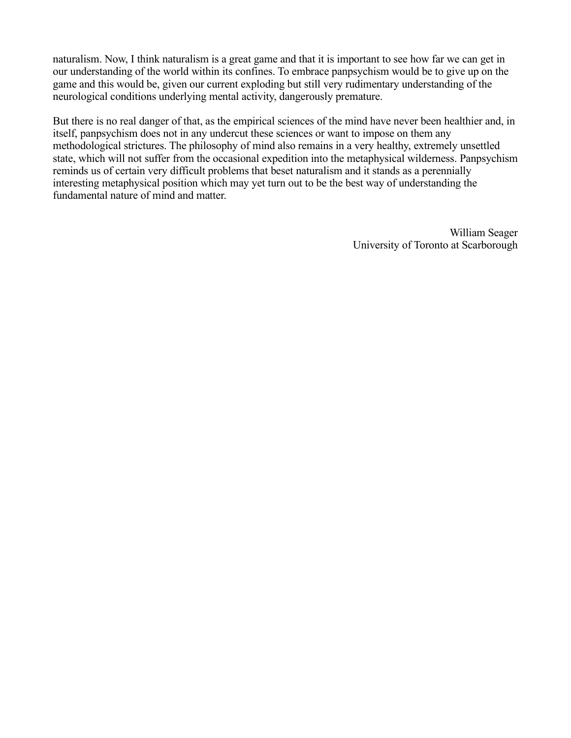naturalism. Now, I think naturalism is a great game and that it is important to see how far we can get in our understanding of the world within its confines. To embrace panpsychism would be to give up on the game and this would be, given our current exploding but still very rudimentary understanding of the neurological conditions underlying mental activity, dangerously premature.

But there is no real danger of that, as the empirical sciences of the mind have never been healthier and, in itself, panpsychism does not in any undercut these sciences or want to impose on them any methodological strictures. The philosophy of mind also remains in a very healthy, extremely unsettled state, which will not suffer from the occasional expedition into the metaphysical wilderness. Panpsychism reminds us of certain very difficult problems that beset naturalism and it stands as a perennially interesting metaphysical position which may yet turn out to be the best way of understanding the fundamental nature of mind and matter.

William Seager  
University of Toronto at Scarborough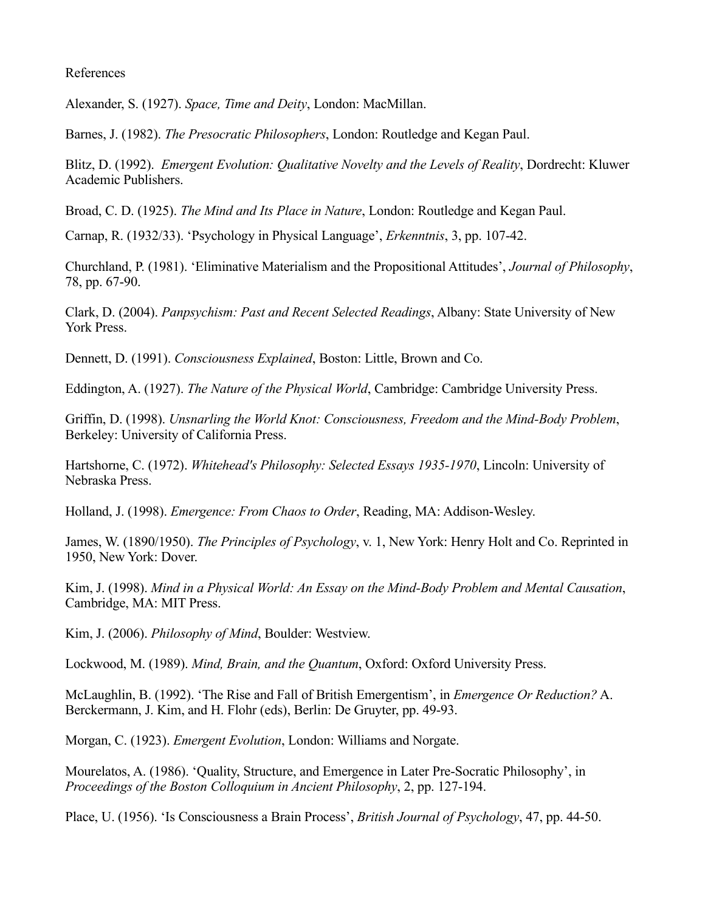References

Alexander, S. (1927). *Space, Time and Deity*, London: MacMillan.

Barnes, J. (1982). *The Presocratic Philosophers*, London: Routledge and Kegan Paul.

Blitz, D. (1992). *Emergent Evolution: Qualitative Novelty and the Levels of Reality*, Dordrecht: Kluwer Academic Publishers.

Broad, C. D. (1925). *The Mind and Its Place in Nature*, London: Routledge and Kegan Paul.

Carnap, R. (1932/33). 'Psychology in Physical Language', *Erkenntnis*, 3, pp. 107-42.

Churchland, P. (1981). 'Eliminative Materialism and the Propositional Attitudes', *Journal of Philosophy*, 78, pp. 67-90.

Clark, D. (2004). *Panpsychism: Past and Recent Selected Readings*, Albany: State University of New York Press.

Dennett, D. (1991). *Consciousness Explained*, Boston: Little, Brown and Co.

Eddington, A. (1927). *The Nature of the Physical World*, Cambridge: Cambridge University Press.

Griffin, D. (1998). *Unsnarling the World Knot: Consciousness, Freedom and the Mind-Body Problem*, Berkeley: University of California Press.

Hartshorne, C. (1972). *Whitehead's Philosophy: Selected Essays 1935-1970*, Lincoln: University of Nebraska Press.

Holland, J. (1998). *Emergence: From Chaos to Order*, Reading, MA: Addison-Wesley.

James, W. (1890/1950). *The Principles of Psychology*, v. 1, New York: Henry Holt and Co. Reprinted in 1950, New York: Dover.

Kim, J. (1998). *Mind in a Physical World: An Essay on the Mind-Body Problem and Mental Causation*, Cambridge, MA: MIT Press.

Kim, J. (2006). *Philosophy of Mind*, Boulder: Westview.

Lockwood, M. (1989). *Mind, Brain, and the Quantum*, Oxford: Oxford University Press.

McLaughlin, B. (1992). 'The Rise and Fall of British Emergentism', in *Emergence Or Reduction?* A. Berckermann, J. Kim, and H. Flohr (eds), Berlin: De Gruyter, pp. 49-93.

Morgan, C. (1923). *Emergent Evolution*, London: Williams and Norgate.

Mourelatos, A. (1986). 'Quality, Structure, and Emergence in Later Pre-Socratic Philosophy', in *Proceedings of the Boston Colloquium in Ancient Philosophy*, 2, pp. 127-194.

Place, U. (1956). 'Is Consciousness a Brain Process', *British Journal of Psychology*, 47, pp. 44-50.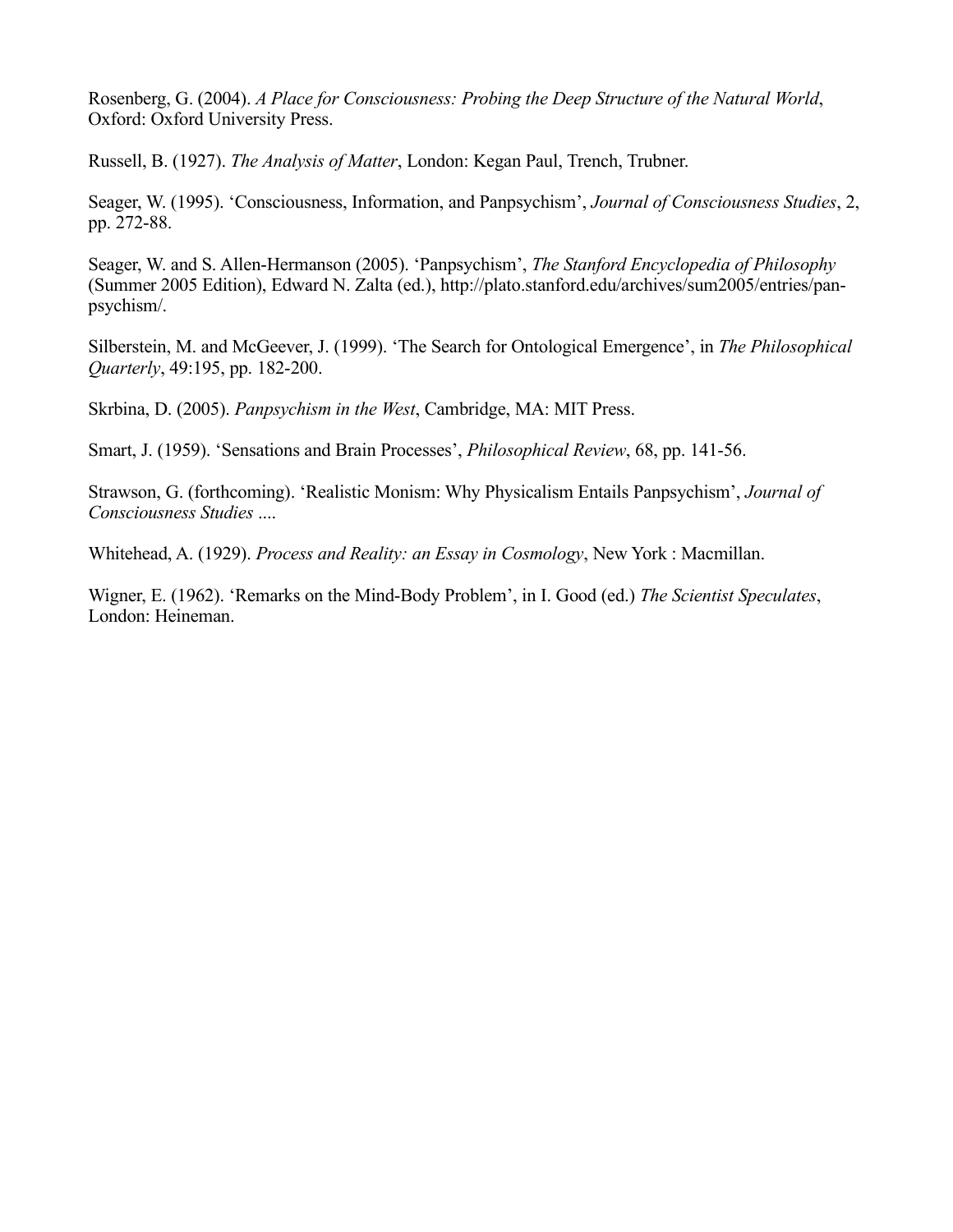Rosenberg, G. (2004). *A Place for Consciousness: Probing the Deep Structure of the Natural World*, Oxford: Oxford University Press.

Russell, B. (1927). *The Analysis of Matter*, London: Kegan Paul, Trench, Trubner.

Seager, W. (1995). 'Consciousness, Information, and Panpsychism', *Journal of Consciousness Studies*, 2, pp. 272-88.

Seager, W. and S. Allen-Hermanson (2005). 'Panpsychism', *The Stanford Encyclopedia of Philosophy* (Summer 2005 Edition), Edward N. Zalta (ed.), http://plato.stanford.edu/archives/sum2005/entries/panpsychism/.

Silberstein, M. and McGeever, J. (1999). 'The Search for Ontological Emergence', in *The Philosophical Quarterly*, 49:195, pp. 182-200.

Skrbina, D. (2005). *Panpsychism in the West*, Cambridge, MA: MIT Press.

Smart, J. (1959). 'Sensations and Brain Processes', *Philosophical Review*, 68, pp. 141-56.

Strawson, G. (forthcoming). 'Realistic Monism: Why Physicalism Entails Panpsychism', *Journal of Consciousness Studies ....*

Whitehead, A. (1929). *Process and Reality: an Essay in Cosmology*, New York : Macmillan.

Wigner, E. (1962). 'Remarks on the Mind-Body Problem', in I. Good (ed.) *The Scientist Speculates*, London: Heineman.